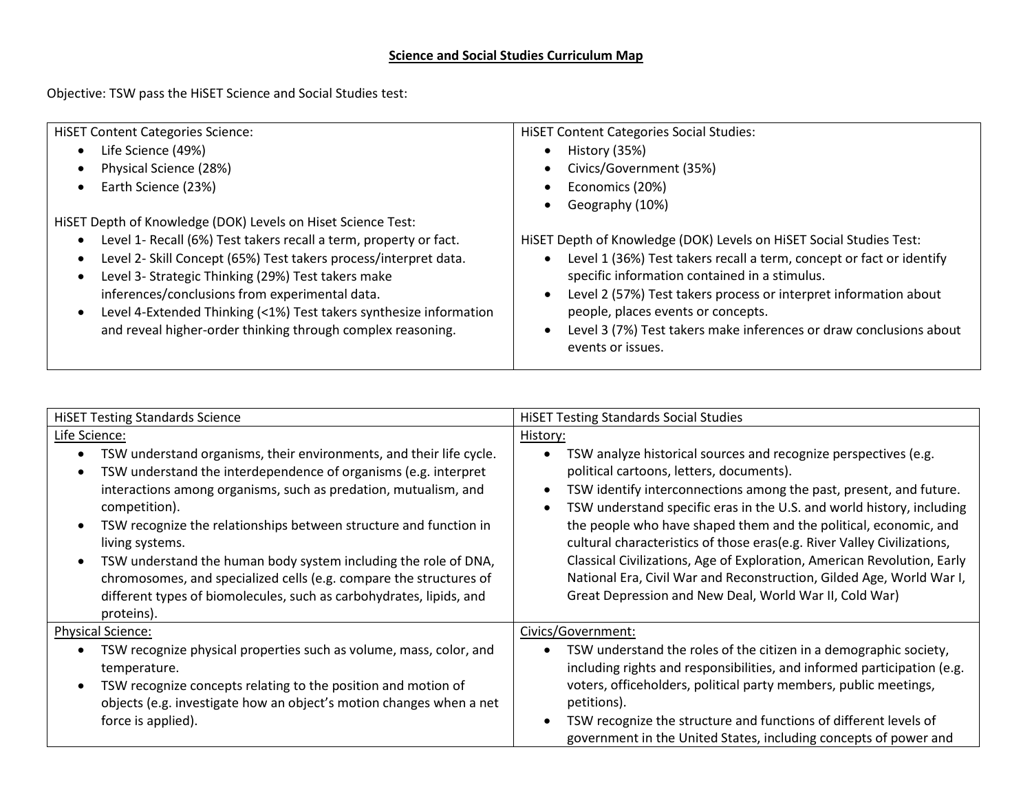# Science and Social Studies Curriculum Map

Objective: TSW pass the HiSET Science and Social Studies test:

| HiSET Content Categories Science: | HiSET Content Categories Social Studies: |
|---|---|
| • Life Science (49%)<br>• Physical Science (28%)<br>• Earth Science (23%)<br><br>HiSET Depth of Knowledge (DOK) Levels on Hiset Science Test:<br>• Level 1- Recall (6%) Test takers recall a term, property or fact.<br>• Level 2- Skill Concept (65%) Test takers process/interpret data.<br>• Level 3- Strategic Thinking (29%) Test takers make inferences/conclusions from experimental data.<br>• Level 4-Extended Thinking (<1%) Test takers synthesize information and reveal higher-order thinking through complex reasoning. | • History (35%)<br>• Civics/Government (35%)<br>• Economics (20%)<br>• Geography (10%)<br><br>HiSET Depth of Knowledge (DOK) Levels on HiSET Social Studies Test:<br>• Level 1 (36%) Test takers recall a term, concept or fact or identify specific information contained in a stimulus.<br>• Level 2 (57%) Test takers process or interpret information about people, places events or concepts.<br>• Level 3 (7%) Test takers make inferences or draw conclusions about events or issues. |

| HiSET Testing Standards Science | HiSET Testing Standards Social Studies |
|---|---|
| Life Science:<br>• TSW understand organisms, their environments, and their life cycle.<br>• TSW understand the interdependence of organisms (e.g. interpret interactions among organisms, such as predation, mutualism, and competition).<br>• TSW recognize the relationships between structure and function in living systems.<br>• TSW understand the human body system including the role of DNA, chromosomes, and specialized cells (e.g. compare the structures of different types of biomolecules, such as carbohydrates, lipids, and proteins). | History:<br>• TSW analyze historical sources and recognize perspectives (e.g. political cartoons, letters, documents).<br>• TSW identify interconnections among the past, present, and future.<br>• TSW understand specific eras in the U.S. and world history, including the people who have shaped them and the political, economic, and cultural characteristics of those eras(e.g. River Valley Civilizations, Classical Civilizations, Age of Exploration, American Revolution, Early National Era, Civil War and Reconstruction, Gilded Age, World War I, Great Depression and New Deal, World War II, Cold War) |
| Physical Science:<br>• TSW recognize physical properties such as volume, mass, color, and temperature.<br>• TSW recognize concepts relating to the position and motion of objects (e.g. investigate how an object's motion changes when a net force is applied). | Civics/Government:<br>• TSW understand the roles of the citizen in a demographic society, including rights and responsibilities, and informed participation (e.g. voters, officeholders, political party members, public meetings, petitions).<br>• TSW recognize the structure and functions of different levels of government in the United States, including concepts of power and |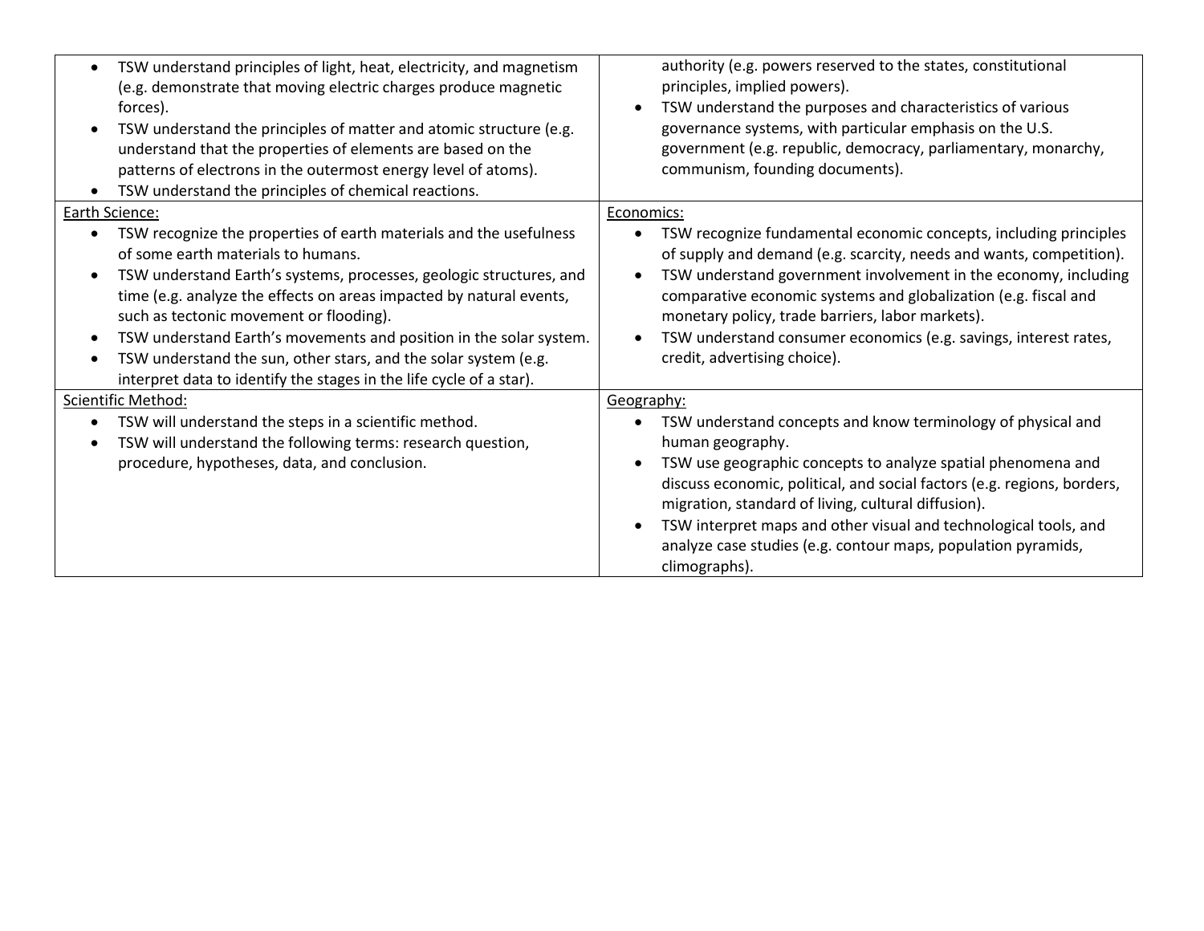| | |
|---|---|
| • TSW understand principles of light, heat, electricity, and magnetism (e.g. demonstrate that moving electric charges produce magnetic forces).<br>• TSW understand the principles of matter and atomic structure (e.g. understand that the properties of elements are based on the patterns of electrons in the outermost energy level of atoms).<br>• TSW understand the principles of chemical reactions. | authority (e.g. powers reserved to the states, constitutional principles, implied powers).<br>• TSW understand the purposes and characteristics of various governance systems, with particular emphasis on the U.S. government (e.g. republic, democracy, parliamentary, monarchy, communism, founding documents). |
| <u>Earth Science:</u><br>• TSW recognize the properties of earth materials and the usefulness of some earth materials to humans.<br>• TSW understand Earth's systems, processes, geologic structures, and time (e.g. analyze the effects on areas impacted by natural events, such as tectonic movement or flooding).<br>• TSW understand Earth's movements and position in the solar system.<br>• TSW understand the sun, other stars, and the solar system (e.g. interpret data to identify the stages in the life cycle of a star). | <u>Economics:</u><br>• TSW recognize fundamental economic concepts, including principles of supply and demand (e.g. scarcity, needs and wants, competition).<br>• TSW understand government involvement in the economy, including comparative economic systems and globalization (e.g. fiscal and monetary policy, trade barriers, labor markets).<br>• TSW understand consumer economics (e.g. savings, interest rates, credit, advertising choice). |
| <u>Scientific Method:</u><br>• TSW will understand the steps in a scientific method.<br>• TSW will understand the following terms: research question, procedure, hypotheses, data, and conclusion. | <u>Geography:</u><br>• TSW understand concepts and know terminology of physical and human geography.<br>• TSW use geographic concepts to analyze spatial phenomena and discuss economic, political, and social factors (e.g. regions, borders, migration, standard of living, cultural diffusion).<br>• TSW interpret maps and other visual and technological tools, and analyze case studies (e.g. contour maps, population pyramids, climographs). |